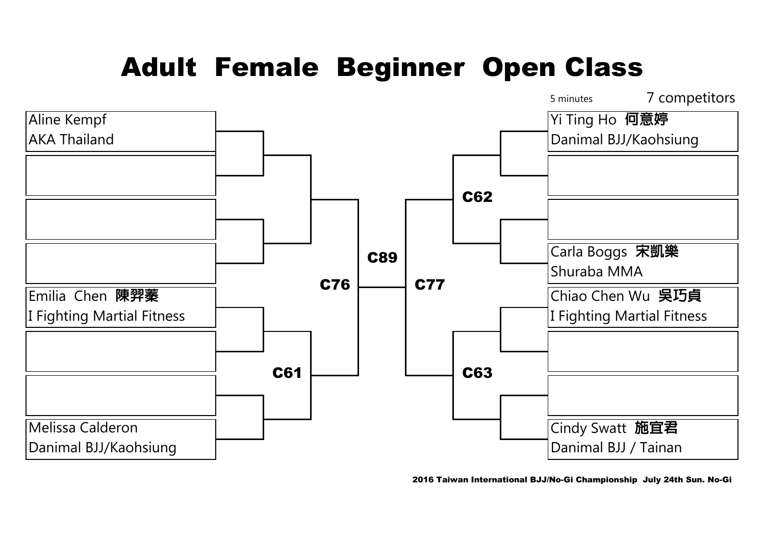# Adult Female Beginner Open Class

5 minutes

7 competitors

Aline Kempf
AKA Thailand

Emilia Chen 陳羿蓁
I Fighting Martial Fitness

Melissa Calderon
Danimal BJJ/Kaohsiung

C61

C76

C89

C77

C62

C63

Yi Ting Ho 何意婷
Danimal BJJ/Kaohsiung

Carla Boggs 宋凱樂
Shuraba MMA

Chiao Chen Wu 吳巧貞
I Fighting Martial Fitness

Cindy Swatt 施宜君
Danimal BJJ / Tainan

2016 Taiwan International BJJ/No-Gi Championship July 24th Sun. No-Gi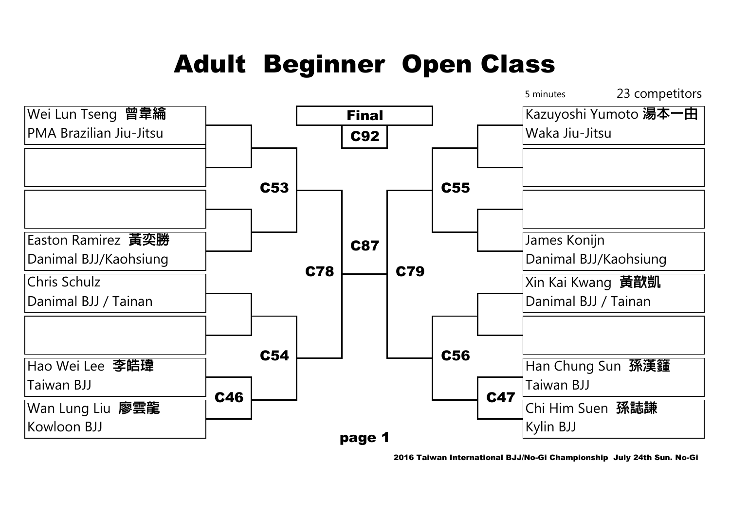# Adult Beginner Open Class

5 minutes 23 competitors

**Final**

**C92**

**C87**

**C78** | **C79**

**C53** | **C54** | **C55** | **C56**

**C46** | **C47**

| Left bracket | Right bracket |
|---|---|
| Wei Lun Tseng 曾韋綸<br>PMA Brazilian Jiu-Jitsu | Kazuyoshi Yumoto 湯本一由<br>Waka Jiu-Jitsu |
| | |
| | |
| Easton Ramirez 黃奕勝<br>Danimal BJJ/Kaohsiung | James Konijn<br>Danimal BJJ/Kaohsiung |
| Chris Schulz<br>Danimal BJJ / Tainan | Xin Kai Kwang 黃歆凱<br>Danimal BJJ / Tainan |
| | |
| Hao Wei Lee 李皓瑋<br>Taiwan BJJ | Han Chung Sun 孫漢鐘<br>Taiwan BJJ |
| Wan Lung Liu 廖雲龍<br>Kowloon BJJ | Chi Him Suen 孫誌謙<br>Kylin BJJ |

page 1

2016 Taiwan International BJJ/No-Gi Championship July 24th Sun. No-Gi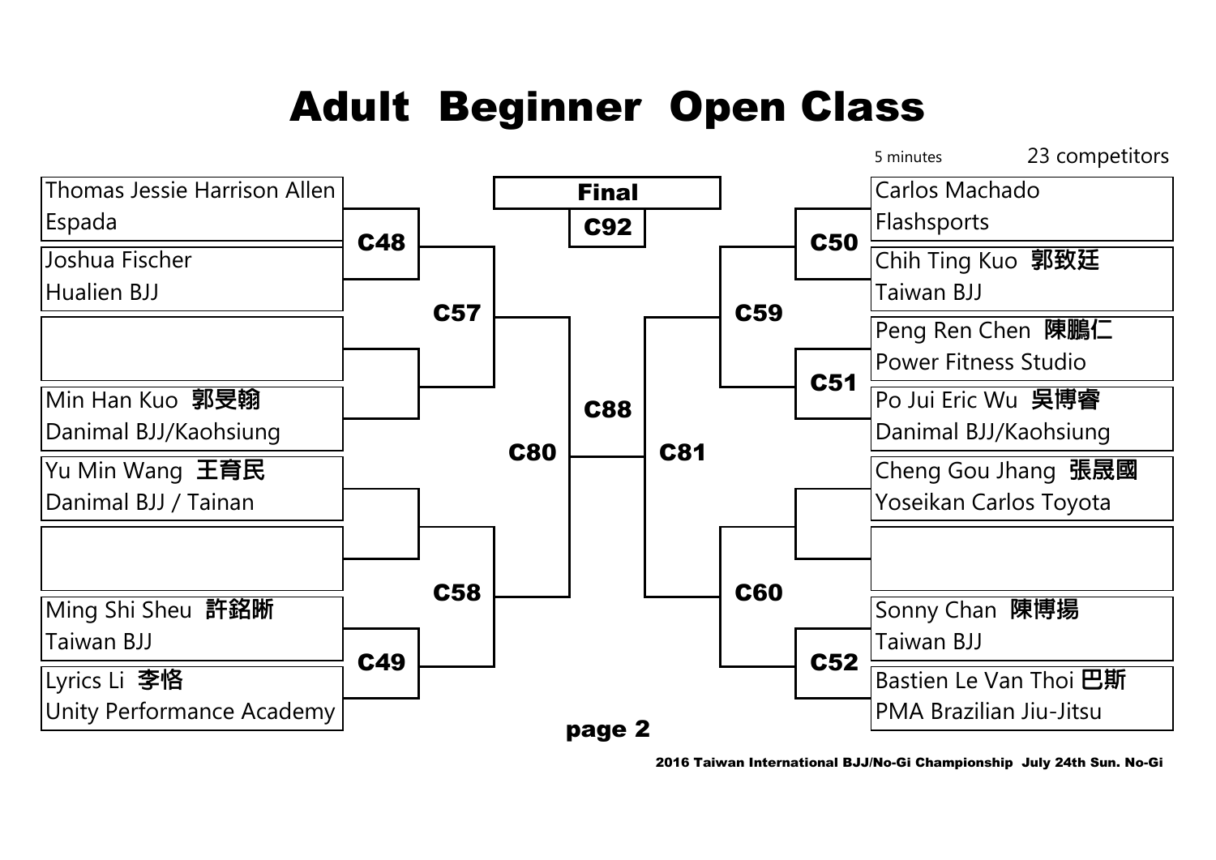# Adult Beginner Open Class

5 minutes

23 competitors

Thomas Jessie Harrison Allen
Espada

C48

Joshua Fischer
Hualien BJJ

C57

Min Han Kuo 郭旻翰
Danimal BJJ/Kaohsiung

C80

Yu Min Wang 王育民
Danimal BJJ / Tainan

C58

Ming Shi Sheu 許銘晰
Taiwan BJJ

C49

Lyrics Li 李恪
Unity Performance Academy

**Final**

C92

C88

Carlos Machado
Flashsports

C50

Chih Ting Kuo 郭致廷
Taiwan BJJ

C59

Peng Ren Chen 陳鵬仁
Power Fitness Studio

C51

Po Jui Eric Wu 吳博睿
Danimal BJJ/Kaohsiung

C81

Cheng Gou Jhang 張晟國
Yoseikan Carlos Toyota

C60

Sonny Chan 陳博揚
Taiwan BJJ

C52

Bastien Le Van Thoi 巴斯
PMA Brazilian Jiu-Jitsu

page 2

2016 Taiwan International BJJ/No-Gi Championship July 24th Sun. No-Gi